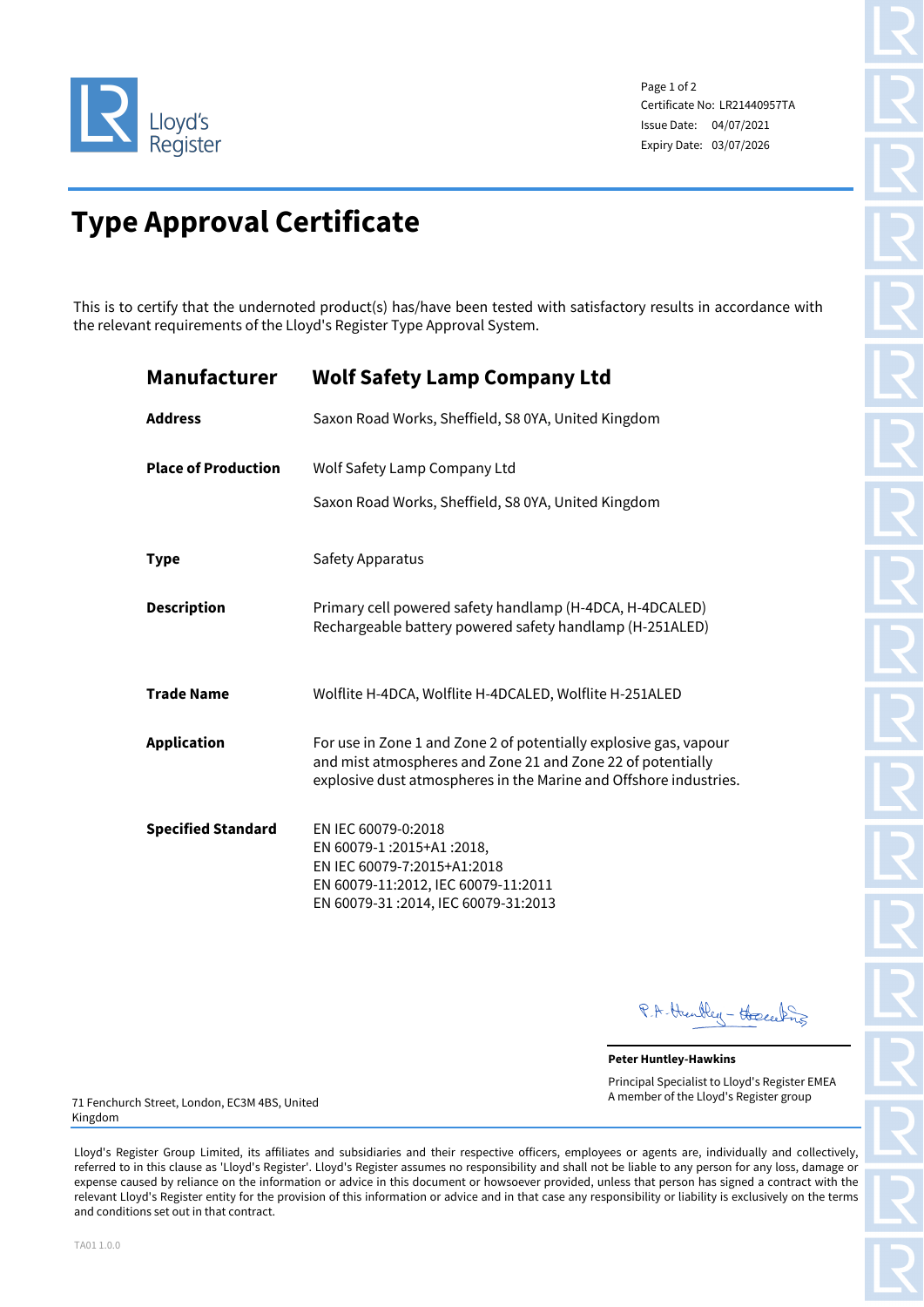Lloyd's Register

Certificate No: LR21440957TA
Issue Date: 04/07/2021
Expiry Date: 03/07/2026

# Type Approval Certificate

This is to certify that the undernoted product(s) has/have been tested with satisfactory results in accordance with the relevant requirements of the Lloyd's Register Type Approval System.

| | |
|---|---|
| **Manufacturer** | **Wolf Safety Lamp Company Ltd** |
| **Address** | Saxon Road Works, Sheffield, S8 0YA, United Kingdom |
| **Place of Production** | Wolf Safety Lamp Company Ltd<br>Saxon Road Works, Sheffield, S8 0YA, United Kingdom |
| **Type** | Safety Apparatus |
| **Description** | Primary cell powered safety handlamp (H-4DCA, H-4DCALED)<br>Rechargeable battery powered safety handlamp (H-251ALED) |
| **Trade Name** | Wolflite H-4DCA, Wolflite H-4DCALED, Wolflite H-251ALED |
| **Application** | For use in Zone 1 and Zone 2 of potentially explosive gas, vapour and mist atmospheres and Zone 21 and Zone 22 of potentially explosive dust atmospheres in the Marine and Offshore industries. |
| **Specified Standard** | EN IEC 60079-0:2018<br>EN 60079-1 :2015+A1 :2018,<br>EN IEC 60079-7:2015+A1:2018<br>EN 60079-11:2012, IEC 60079-11:2011<br>EN 60079-31 :2014, IEC 60079-31:2013 |

P.A. Huntley-Hawkins

**Peter Huntley-Hawkins**
Principal Specialist to Lloyd's Register EMEA
A member of the Lloyd's Register group

71 Fenchurch Street, London, EC3M 4BS, United Kingdom

Lloyd's Register Group Limited, its affiliates and subsidiaries and their respective officers, employees or agents are, individually and collectively, referred to in this clause as 'Lloyd's Register'. Lloyd's Register assumes no responsibility and shall not be liable to any person for any loss, damage or expense caused by reliance on the information or advice in this document or howsoever provided, unless that person has signed a contract with the relevant Lloyd's Register entity for the provision of this information or advice and in that case any responsibility or liability is exclusively on the terms and conditions set out in that contract.

TA01 1.0.0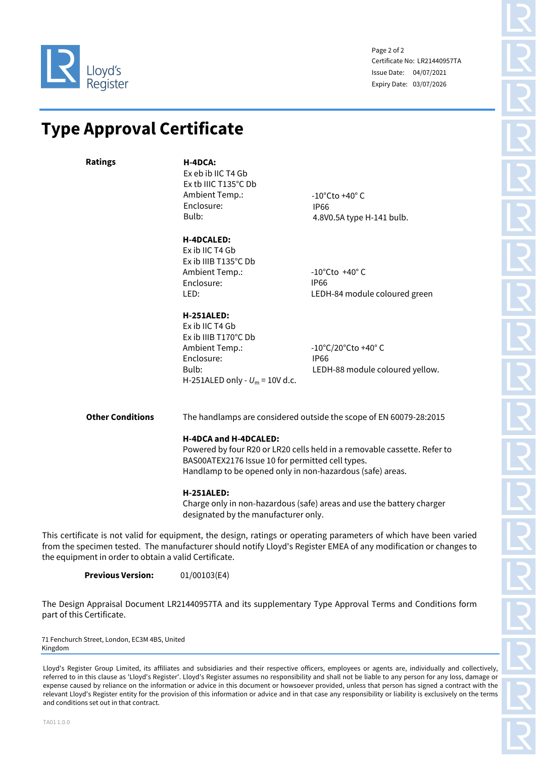Certificate No: LR21440957TA
Issue Date: 04/07/2021
Expiry Date: 03/07/2026

# Type Approval Certificate

**Ratings**

**H-4DCA:**
Ex eb ib IIC T4 Gb
Ex tb IIIC T135°C Db

| | |
|---|---|
| Ambient Temp.: | -10°Cto +40° C |
| Enclosure: | IP66 |
| Bulb: | 4.8V0.5A type H-141 bulb. |

**H-4DCALED:**
Ex ib IIC T4 Gb
Ex ib IIIB T135°C Db

| | |
|---|---|
| Ambient Temp.: | -10°Cto +40° C |
| Enclosure: | IP66 |
| LED: | LEDH-84 module coloured green |

**H-251ALED:**
Ex ib IIC T4 Gb
Ex ib IIIB T170°C Db

| | |
|---|---|
| Ambient Temp.: | -10°C/20°Cto +40° C |
| Enclosure: | IP66 |
| Bulb: | LEDH-88 module coloured yellow. |

H-251ALED only - $U_m$ = 10V d.c.

**Other Conditions**

The handlamps are considered outside the scope of EN 60079-28:2015

**H-4DCA and H-4DCALED:**
Powered by four R20 or LR20 cells held in a removable cassette. Refer to BAS00ATEX2176 Issue 10 for permitted cell types.
Handlamp to be opened only in non-hazardous (safe) areas.

**H-251ALED:**
Charge only in non-hazardous (safe) areas and use the battery charger designated by the manufacturer only.

This certificate is not valid for equipment, the design, ratings or operating parameters of which have been varied from the specimen tested. The manufacturer should notify Lloyd's Register EMEA of any modification or changes to the equipment in order to obtain a valid Certificate.

**Previous Version:** 01/00103(E4)

The Design Appraisal Document LR21440957TA and its supplementary Type Approval Terms and Conditions form part of this Certificate.

71 Fenchurch Street, London, EC3M 4BS, United Kingdom

Lloyd's Register Group Limited, its affiliates and subsidiaries and their respective officers, employees or agents are, individually and collectively, referred to in this clause as 'Lloyd's Register'. Lloyd's Register assumes no responsibility and shall not be liable to any person for any loss, damage or expense caused by reliance on the information or advice in this document or howsoever provided, unless that person has signed a contract with the relevant Lloyd's Register entity for the provision of this information or advice and in that case any responsibility or liability is exclusively on the terms and conditions set out in that contract.

TA01 1.0.0